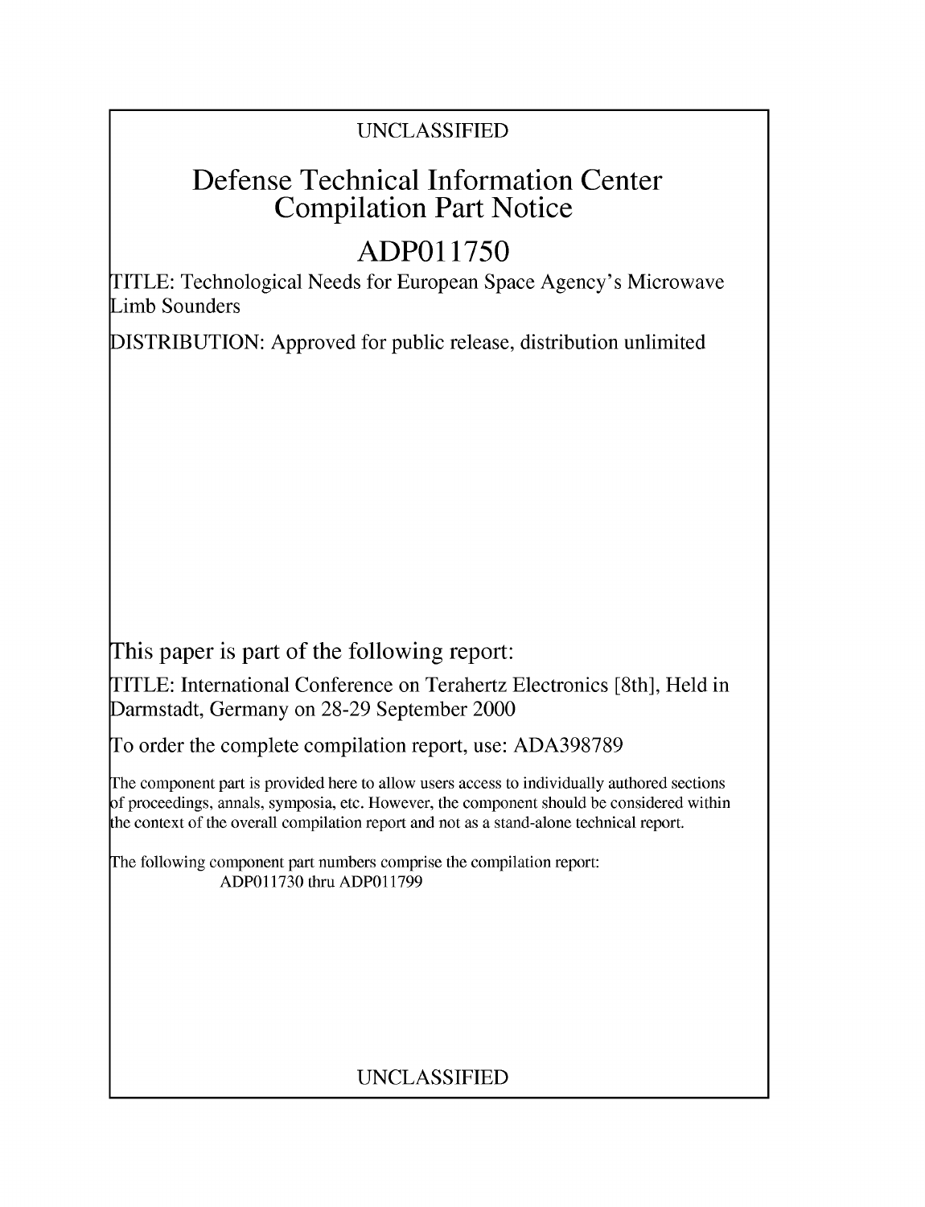UNCLASSIFIED

# Defense Technical Information Center Compilation Part Notice

# ADP011750

TITLE: Technological Needs for European Space Agency's Microwave Limb Sounders

DISTRIBUTION: Approved for public release, distribution unlimited

This paper is part of the following report:

TITLE: International Conference on Terahertz Electronics [8th], Held in Darmstadt, Germany on 28-29 September 2000

To order the complete compilation report, use: ADA398789

The component part is provided here to allow users access to individually authored sections of proceedings, annals, symposia, etc. However, the component should be considered within the context of the overall compilation report and not as a stand-alone technical report.

The following component part numbers comprise the compilation report:
ADP011730 thru ADP011799

UNCLASSIFIED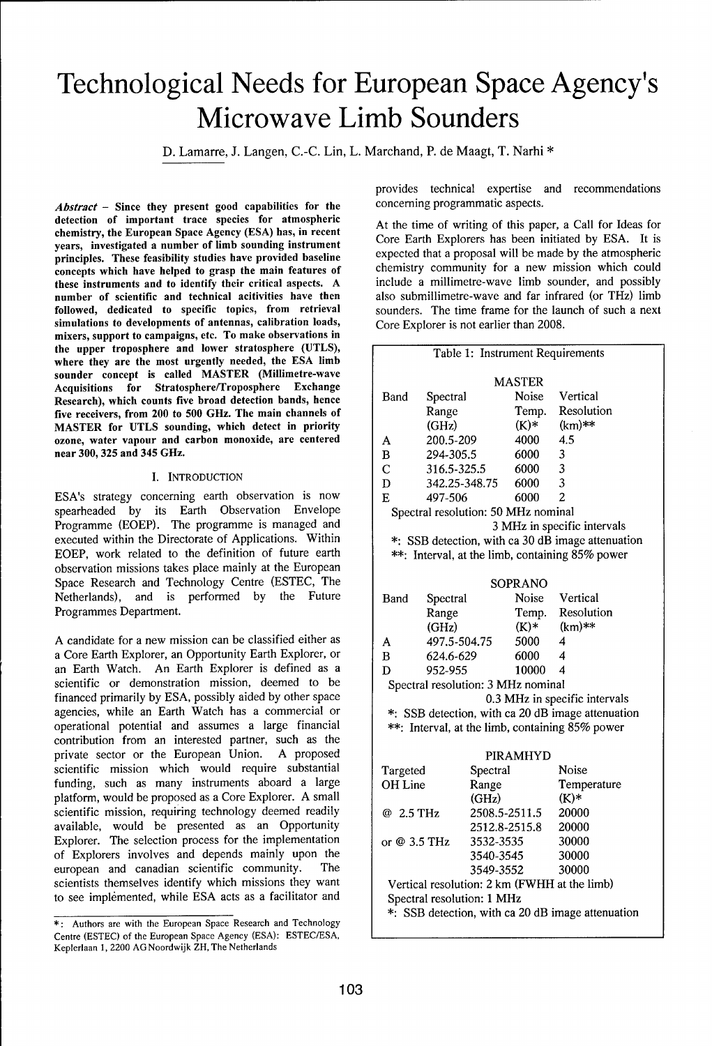# Technological Needs for European Space Agency's Microwave Limb Sounders

D. Lamarre, J. Langen, C.-C. Lin, L. Marchand, P. de Maagt, T. Narhi *

***Abstract*** **– Since they present good capabilities for the detection of important trace species for atmospheric chemistry, the European Space Agency (ESA) has, in recent years, investigated a number of limb sounding instrument principles. These feasibility studies have provided baseline concepts which have helped to grasp the main features of these instruments and to identify their critical aspects. A number of scientific and technical acitivities have then followed, dedicated to specific topics, from retrieval simulations to developments of antennas, calibration loads, mixers, support to campaigns, etc. To make observations in the upper troposphere and lower stratosphere (UTLS), where they are the most urgently needed, the ESA limb sounder concept is called MASTER (Millimetre-wave Acquisitions for Stratosphere/Troposphere Exchange Research), which counts five broad detection bands, hence five receivers, from 200 to 500 GHz. The main channels of MASTER for UTLS sounding, which detect in priority ozone, water vapour and carbon monoxide, are centered near 300, 325 and 345 GHz.**

## I. Introduction

ESA's strategy concerning earth observation is now spearheaded by its Earth Observation Envelope Programme (EOEP). The programme is managed and executed within the Directorate of Applications. Within EOEP, work related to the definition of future earth observation missions takes place mainly at the European Space Research and Technology Centre (ESTEC, The Netherlands), and is performed by the Future Programmes Department.

A candidate for a new mission can be classified either as a Core Earth Explorer, an Opportunity Earth Explorer, or an Earth Watch. An Earth Explorer is defined as a scientific or demonstration mission, deemed to be financed primarily by ESA, possibly aided by other space agencies, while an Earth Watch has a commercial or operational potential and assumes a large financial contribution from an interested partner, such as the private sector or the European Union. A proposed scientific mission which would require substantial funding, such as many instruments aboard a large platform, would be proposed as a Core Explorer. A small scientific mission, requiring technology deemed readily available, would be presented as an Opportunity Explorer. The selection process for the implementation of Explorers involves and depends mainly upon the european and canadian scientific community. The scientists themselves identify which missions they want to see implemented, while ESA acts as a facilitator and provides technical expertise and recommendations concerning programmatic aspects.

At the time of writing of this paper, a Call for Ideas for Core Earth Explorers has been initiated by ESA. It is expected that a proposal will be made by the atmospheric chemistry community for a new mission which could include a millimetre-wave limb sounder, and possibly also submillimetre-wave and far infrared (or THz) limb sounders. The time frame for the launch of such a next Core Explorer is not earlier than 2008.

Table 1: Instrument Requirements

MASTER

| Band | Spectral Range (GHz) | Noise Temp. (K)* | Vertical Resolution (km)** |
|---|---|---|---|
| A | 200.5-209 | 4000 | 4.5 |
| B | 294-305.5 | 6000 | 3 |
| C | 316.5-325.5 | 6000 | 3 |
| D | 342.25-348.75 | 6000 | 3 |
| E | 497-506 | 6000 | 2 |

Spectral resolution: 50 MHz nominal
3 MHz in specific intervals
*: SSB detection, with ca 30 dB image attenuation
**: Interval, at the limb, containing 85% power

SOPRANO

| Band | Spectral Range (GHz) | Noise Temp. (K)* | Vertical Resolution (km)** |
|---|---|---|---|
| A | 497.5-504.75 | 5000 | 4 |
| B | 624.6-629 | 6000 | 4 |
| D | 952-955 | 10000 | 4 |

Spectral resolution: 3 MHz nominal
0.3 MHz in specific intervals
*: SSB detection, with ca 20 dB image attenuation
**: Interval, at the limb, containing 85% power

PIRAMHYD

| Targeted OH Line | Spectral Range (GHz) | Noise Temperature (K)* |
|---|---|---|
| @ 2.5 THz | 2508.5-2511.5 | 20000 |
| | 2512.8-2515.8 | 20000 |
| or @ 3.5 THz | 3532-3535 | 30000 |
| | 3540-3545 | 30000 |
| | 3549-3552 | 30000 |

Vertical resolution: 2 km (FWHH at the limb)
Spectral resolution: 1 MHz
*: SSB detection, with ca 20 dB image attenuation

---

*: Authors are with the European Space Research and Technology Centre (ESTEC) of the European Space Agency (ESA): ESTEC/ESA, Keplerlaan 1, 2200 AG Noordwijk ZH, The Netherlands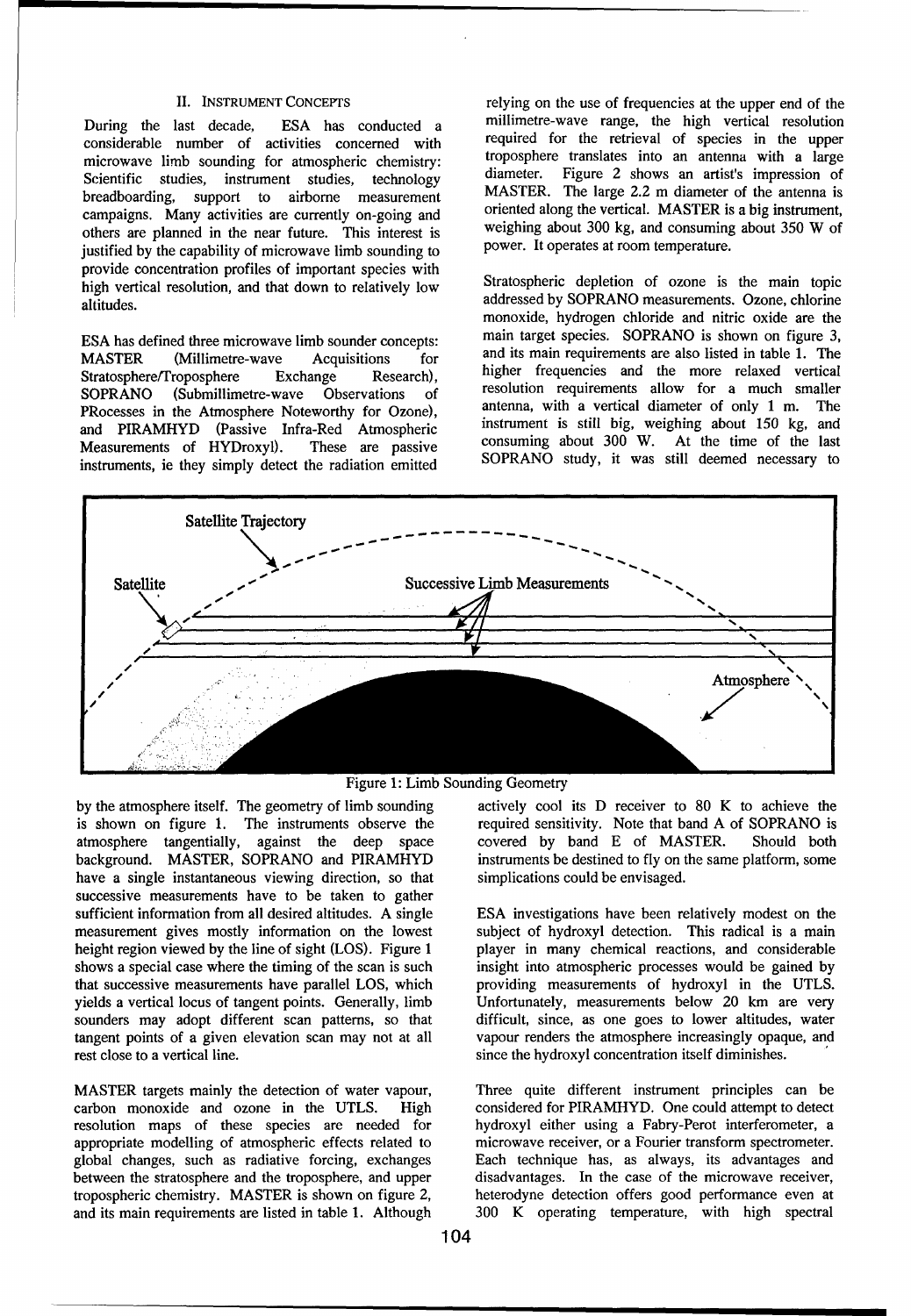## II. Instrument Concepts

During the last decade, ESA has conducted a considerable number of activities concerned with microwave limb sounding for atmospheric chemistry: Scientific studies, instrument studies, technology breadboarding, support to airborne measurement campaigns. Many activities are currently on-going and others are planned in the near future. This interest is justified by the capability of microwave limb sounding to provide concentration profiles of important species with high vertical resolution, and that down to relatively low altitudes.

ESA has defined three microwave limb sounder concepts: MASTER (Millimetre-wave Acquisitions for Stratosphere/Troposphere Exchange Research), SOPRANO (Submillimetre-wave Observations of PRocesses in the Atmosphere Noteworthy for Ozone), and PIRAMHYD (Passive Infra-Red Atmospheric Measurements of HYDroxyl). These are passive instruments, ie they simply detect the radiation emitted by the atmosphere itself. The geometry of limb sounding is shown on figure 1. The instruments observe the atmosphere tangentially, against the deep space background. MASTER, SOPRANO and PIRAMHYD have a single instantaneous viewing direction, so that successive measurements have to be taken to gather sufficient information from all desired altitudes. A single measurement gives mostly information on the lowest height region viewed by the line of sight (LOS). Figure 1 shows a special case where the timing of the scan is such that successive measurements have parallel LOS, which yields a vertical locus of tangent points. Generally, limb sounders may adopt different scan patterns, so that tangent points of a given elevation scan may not at all rest close to a vertical line.

Figure 1: Limb Sounding Geometry

MASTER targets mainly the detection of water vapour, carbon monoxide and ozone in the UTLS. High resolution maps of these species are needed for appropriate modelling of atmospheric effects related to global changes, such as radiative forcing, exchanges between the stratosphere and the troposphere, and upper tropospheric chemistry. MASTER is shown on figure 2, and its main requirements are listed in table 1. Although relying on the use of frequencies at the upper end of the millimetre-wave range, the high vertical resolution required for the retrieval of species in the upper troposphere translates into an antenna with a large diameter. Figure 2 shows an artist's impression of MASTER. The large 2.2 m diameter of the antenna is oriented along the vertical. MASTER is a big instrument, weighing about 300 kg, and consuming about 350 W of power. It operates at room temperature.

Stratospheric depletion of ozone is the main topic addressed by SOPRANO measurements. Ozone, chlorine monoxide, hydrogen chloride and nitric oxide are the main target species. SOPRANO is shown on figure 3, and its main requirements are also listed in table 1. The higher frequencies and the more relaxed vertical resolution requirements allow for a much smaller antenna, with a vertical diameter of only 1 m. The instrument is still big, weighing about 150 kg, and consuming about 300 W. At the time of the last SOPRANO study, it was still deemed necessary to actively cool its D receiver to 80 K to achieve the required sensitivity. Note that band A of SOPRANO is covered by band E of MASTER. Should both instruments be destined to fly on the same platform, some simplications could be envisaged.

ESA investigations have been relatively modest on the subject of hydroxyl detection. This radical is a main player in many chemical reactions, and considerable insight into atmospheric processes would be gained by providing measurements of hydroxyl in the UTLS. Unfortunately, measurements below 20 km are very difficult, since, as one goes to lower altitudes, water vapour renders the atmosphere increasingly opaque, and since the hydroxyl concentration itself diminishes.

Three quite different instrument principles can be considered for PIRAMHYD. One could attempt to detect hydroxyl either using a Fabry-Perot interferometer, a microwave receiver, or a Fourier transform spectrometer. Each technique has, as always, its advantages and disadvantages. In the case of the microwave receiver, heterodyne detection offers good performance even at 300 K operating temperature, with high spectral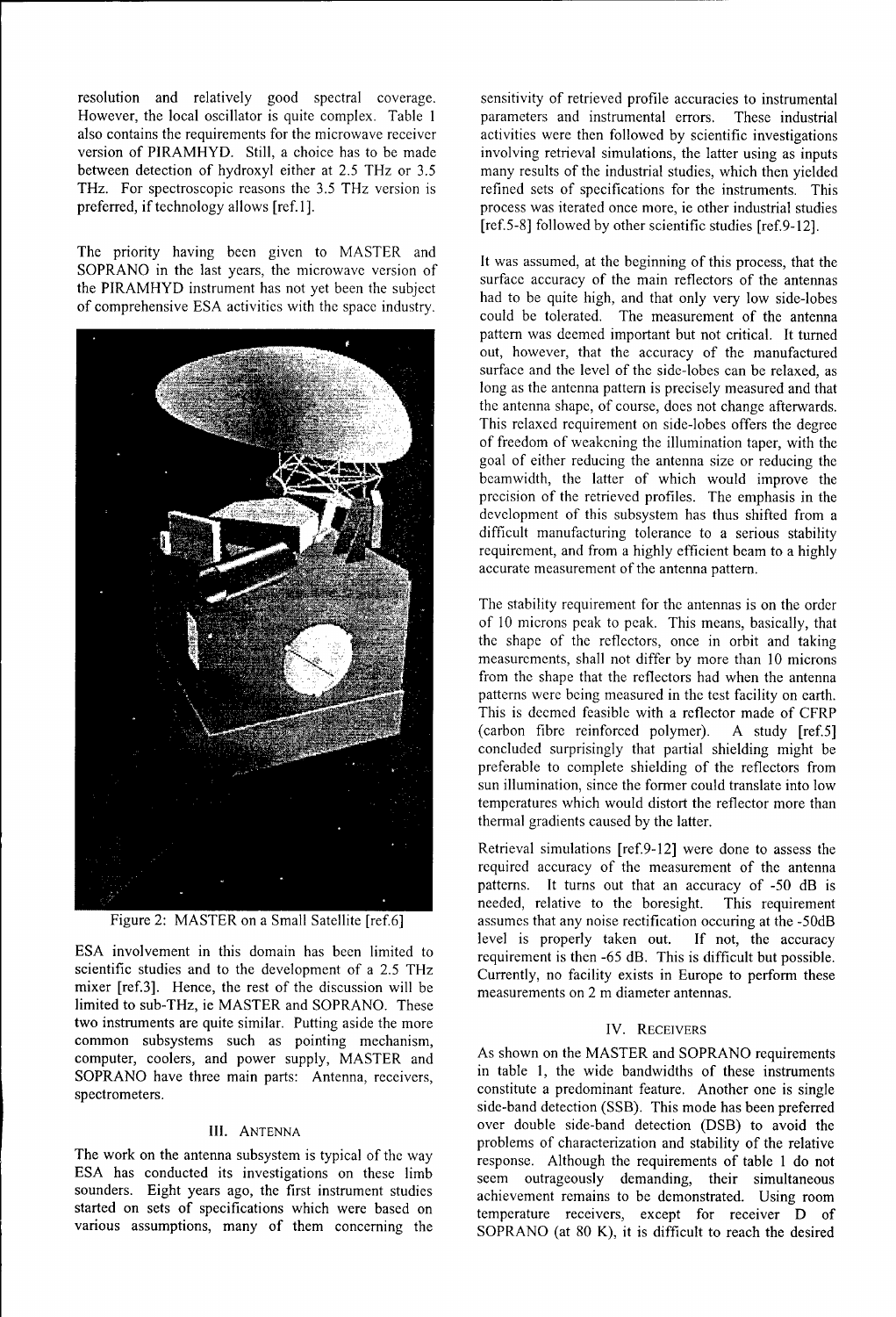resolution and relatively good spectral coverage. However, the local oscillator is quite complex. Table 1 also contains the requirements for the microwave receiver version of PIRAMHYD. Still, a choice has to be made between detection of hydroxyl either at 2.5 THz or 3.5 THz. For spectroscopic reasons the 3.5 THz version is preferred, if technology allows [ref.1].

The priority having been given to MASTER and SOPRANO in the last years, the microwave version of the PIRAMHYD instrument has not yet been the subject of comprehensive ESA activities with the space industry.

Figure 2: MASTER on a Small Satellite [ref.6]

ESA involvement in this domain has been limited to scientific studies and to the development of a 2.5 THz mixer [ref.3]. Hence, the rest of the discussion will be limited to sub-THz, ie MASTER and SOPRANO. These two instruments are quite similar. Putting aside the more common subsystems such as pointing mechanism, computer, coolers, and power supply, MASTER and SOPRANO have three main parts: Antenna, receivers, spectrometers.

## III. Antenna

The work on the antenna subsystem is typical of the way ESA has conducted its investigations on these limb sounders. Eight years ago, the first instrument studies started on sets of specifications which were based on various assumptions, many of them concerning the sensitivity of retrieved profile accuracies to instrumental parameters and instrumental errors. These industrial activities were then followed by scientific investigations involving retrieval simulations, the latter using as inputs many results of the industrial studies, which then yielded refined sets of specifications for the instruments. This process was iterated once more, ie other industrial studies [ref.5-8] followed by other scientific studies [ref.9-12].

It was assumed, at the beginning of this process, that the surface accuracy of the main reflectors of the antennas had to be quite high, and that only very low side-lobes could be tolerated. The measurement of the antenna pattern was deemed important but not critical. It turned out, however, that the accuracy of the manufactured surface and the level of the side-lobes can be relaxed, as long as the antenna pattern is precisely measured and that the antenna shape, of course, does not change afterwards. This relaxed requirement on side-lobes offers the degree of freedom of weakening the illumination taper, with the goal of either reducing the antenna size or reducing the beamwidth, the latter of which would improve the precision of the retrieved profiles. The emphasis in the development of this subsystem has thus shifted from a difficult manufacturing tolerance to a serious stability requirement, and from a highly efficient beam to a highly accurate measurement of the antenna pattern.

The stability requirement for the antennas is on the order of 10 microns peak to peak. This means, basically, that the shape of the reflectors, once in orbit and taking measurements, shall not differ by more than 10 microns from the shape that the reflectors had when the antenna patterns were being measured in the test facility on earth. This is deemed feasible with a reflector made of CFRP (carbon fibre reinforced polymer). A study [ref.5] concluded surprisingly that partial shielding might be preferable to complete shielding of the reflectors from sun illumination, since the former could translate into low temperatures which would distort the reflector more than thermal gradients caused by the latter.

Retrieval simulations [ref.9-12] were done to assess the required accuracy of the measurement of the antenna patterns. It turns out that an accuracy of -50 dB is needed, relative to the boresight. This requirement assumes that any noise rectification occuring at the -50dB level is properly taken out. If not, the accuracy requirement is then -65 dB. This is difficult but possible. Currently, no facility exists in Europe to perform these measurements on 2 m diameter antennas.

## IV. Receivers

As shown on the MASTER and SOPRANO requirements in table 1, the wide bandwidths of these instruments constitute a predominant feature. Another one is single side-band detection (SSB). This mode has been preferred over double side-band detection (DSB) to avoid the problems of characterization and stability of the relative response. Although the requirements of table 1 do not seem outrageously demanding, their simultaneous achievement remains to be demonstrated. Using room temperature receivers, except for receiver D of SOPRANO (at 80 K), it is difficult to reach the desired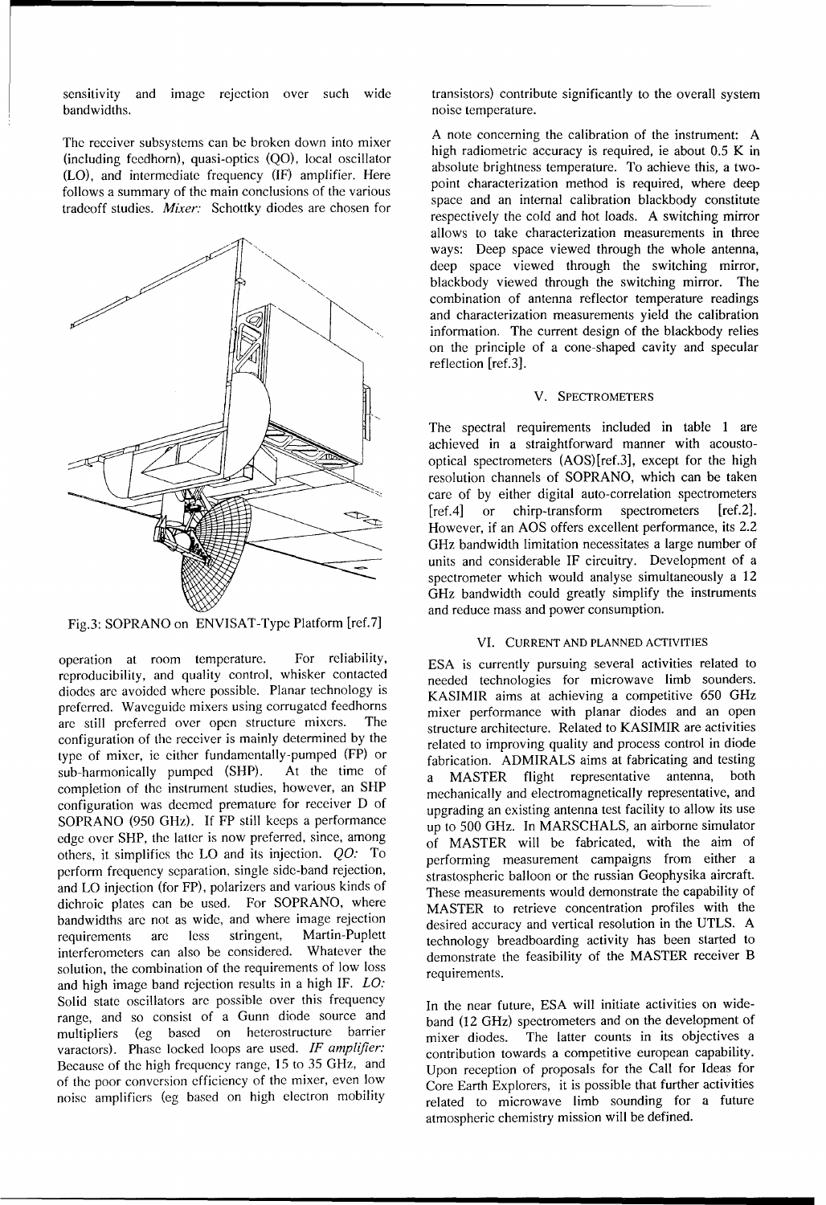sensitivity and image rejection over such wide bandwidths.

The receiver subsystems can be broken down into mixer (including feedhorn), quasi-optics (QO), local oscillator (LO), and intermediate frequency (IF) amplifier. Here follows a summary of the main conclusions of the various tradeoff studies. *Mixer:* Schottky diodes are chosen for operation at room temperature. For reliability, reproducibility, and quality control, whisker contacted diodes are avoided where possible. Planar technology is preferred. Waveguide mixers using corrugated feedhorns are still preferred over open structure mixers. The configuration of the receiver is mainly determined by the type of mixer, ie either fundamentally-pumped (FP) or sub-harmonically pumped (SHP). At the time of completion of the instrument studies, however, an SHP configuration was deemed premature for receiver D of SOPRANO (950 GHz). If FP still keeps a performance edge over SHP, the latter is now preferred, since, among others, it simplifies the LO and its injection. *QO:* To perform frequency separation, single side-band rejection, and LO injection (for FP), polarizers and various kinds of dichroic plates can be used. For SOPRANO, where bandwidths are not as wide, and where image rejection requirements are less stringent, Martin-Puplett interferometers can also be considered. Whatever the solution, the combination of the requirements of low loss and high image band rejection results in a high IF. *LO:* Solid state oscillators are possible over this frequency range, and so consist of a Gunn diode source and multipliers (eg based on heterostructure barrier varactors). Phase locked loops are used. *IF amplifier:* Because of the high frequency range, 15 to 35 GHz, and of the poor conversion efficiency of the mixer, even low noise amplifiers (eg based on high electron mobility transistors) contribute significantly to the overall system noise temperature.

Fig.3: SOPRANO on ENVISAT-Type Platform [ref.7]

A note concerning the calibration of the instrument: A high radiometric accuracy is required, ie about 0.5 K in absolute brightness temperature. To achieve this, a two-point characterization method is required, where deep space and an internal calibration blackbody constitute respectively the cold and hot loads. A switching mirror allows to take characterization measurements in three ways: Deep space viewed through the whole antenna, deep space viewed through the switching mirror, blackbody viewed through the switching mirror. The combination of antenna reflector temperature readings and characterization measurements yield the calibration information. The current design of the blackbody relies on the principle of a cone-shaped cavity and specular reflection [ref.3].

## V. SPECTROMETERS

The spectral requirements included in table 1 are achieved in a straightforward manner with acousto-optical spectrometers (AOS)[ref.3], except for the high resolution channels of SOPRANO, which can be taken care of by either digital auto-correlation spectrometers [ref.4] or chirp-transform spectrometers [ref.2]. However, if an AOS offers excellent performance, its 2.2 GHz bandwidth limitation necessitates a large number of units and considerable IF circuitry. Development of a spectrometer which would analyse simultaneously a 12 GHz bandwidth could greatly simplify the instruments and reduce mass and power consumption.

## VI. CURRENT AND PLANNED ACTIVITIES

ESA is currently pursuing several activities related to needed technologies for microwave limb sounders. KASIMIR aims at achieving a competitive 650 GHz mixer performance with planar diodes and an open structure architecture. Related to KASIMIR are activities related to improving quality and process control in diode fabrication. ADMIRALS aims at fabricating and testing a MASTER flight representative antenna, both mechanically and electromagnetically representative, and upgrading an existing antenna test facility to allow its use up to 500 GHz. In MARSCHALS, an airborne simulator of MASTER will be fabricated, with the aim of performing measurement campaigns from either a strastospheric balloon or the russian Geophysika aircraft. These measurements would demonstrate the capability of MASTER to retrieve concentration profiles with the desired accuracy and vertical resolution in the UTLS. A technology breadboarding activity has been started to demonstrate the feasibility of the MASTER receiver B requirements.

In the near future, ESA will initiate activities on wide-band (12 GHz) spectrometers and on the development of mixer diodes. The latter counts in its objectives a contribution towards a competitive european capability. Upon reception of proposals for the Call for Ideas for Core Earth Explorers, it is possible that further activities related to microwave limb sounding for a future atmospheric chemistry mission will be defined.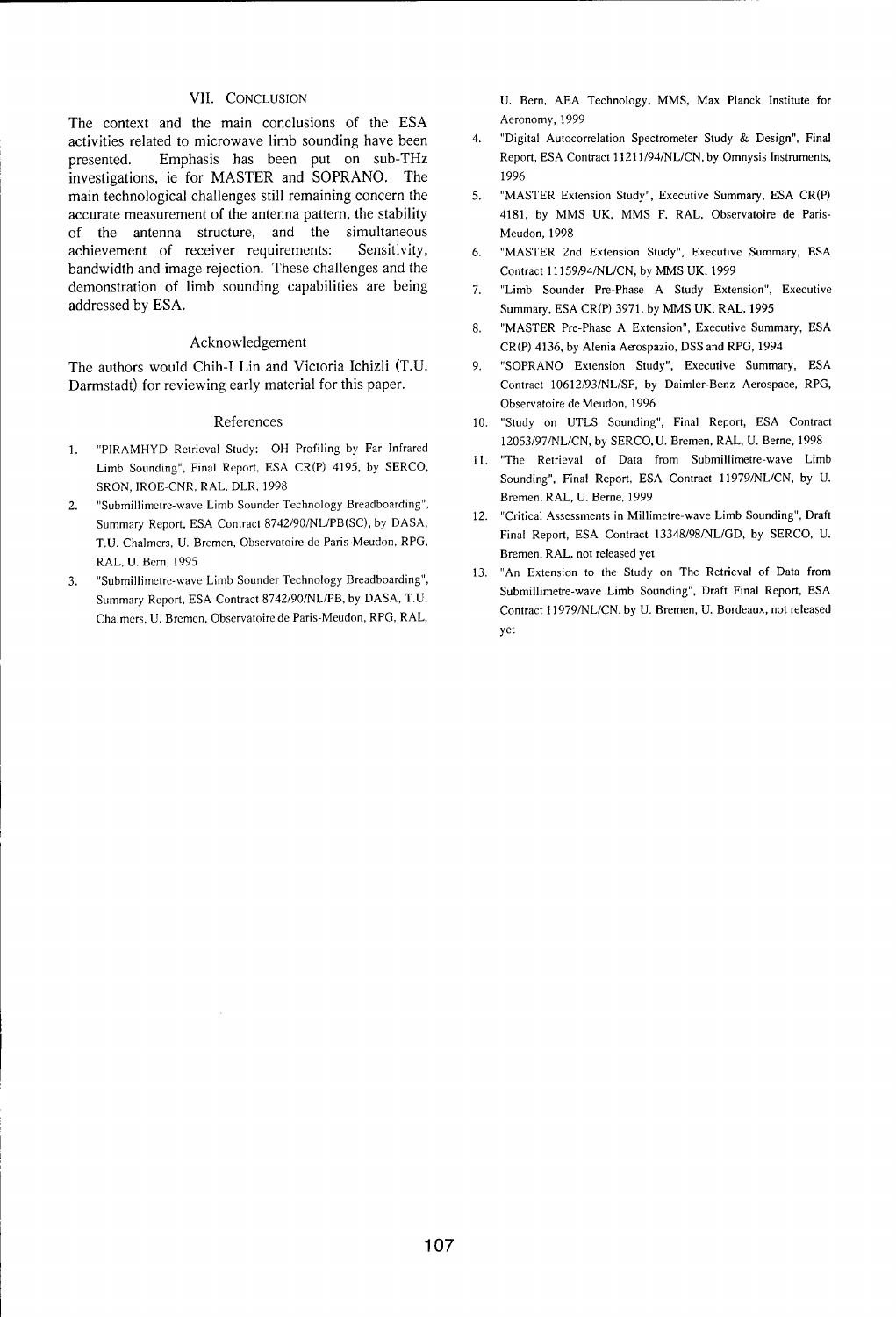## VII. Conclusion

The context and the main conclusions of the ESA activities related to microwave limb sounding have been presented. Emphasis has been put on sub-THz investigations, ie for MASTER and SOPRANO. The main technological challenges still remaining concern the accurate measurement of the antenna pattern, the stability of the antenna structure, and the simultaneous achievement of receiver requirements: Sensitivity, bandwidth and image rejection. These challenges and the demonstration of limb sounding capabilities are being addressed by ESA.

### Acknowledgement

The authors would Chih-I Lin and Victoria Ichizli (T.U. Darmstadt) for reviewing early material for this paper.

### References

1. "PIRAMHYD Retrieval Study: OH Profiling by Far Infrared Limb Sounding", Final Report, ESA CR(P) 4195, by SERCO, SRON, IROE-CNR, RAL, DLR, 1998
2. "Submillimetre-wave Limb Sounder Technology Breadboarding", Summary Report, ESA Contract 8742/90/NL/PB(SC), by DASA, T.U. Chalmers, U. Bremen, Observatoire de Paris-Meudon, RPG, RAL, U. Bern, 1995
3. "Submillimetre-wave Limb Sounder Technology Breadboarding", Summary Report, ESA Contract 8742/90/NL/PB, by DASA, T.U. Chalmers, U. Bremen, Observatoire de Paris-Meudon, RPG, RAL, U. Bern, AEA Technology, MMS, Max Planck Institute for Aeronomy, 1999
4. "Digital Autocorrelation Spectrometer Study & Design", Final Report, ESA Contract 11211/94/NL/CN, by Omnysis Instruments, 1996
5. "MASTER Extension Study", Executive Summary, ESA CR(P) 4181, by MMS UK, MMS F, RAL, Observatoire de Paris-Meudon, 1998
6. "MASTER 2nd Extension Study", Executive Summary, ESA Contract 11159/94/NL/CN, by MMS UK, 1999
7. "Limb Sounder Pre-Phase A Study Extension", Executive Summary, ESA CR(P) 3971, by MMS UK, RAL, 1995
8. "MASTER Pre-Phase A Extension", Executive Summary, ESA CR(P) 4136, by Alenia Aerospazio, DSS and RPG, 1994
9. "SOPRANO Extension Study", Executive Summary, ESA Contract 10612/93/NL/SF, by Daimler-Benz Aerospace, RPG, Observatoire de Meudon, 1996
10. "Study on UTLS Sounding", Final Report, ESA Contract 12053/97/NL/CN, by SERCO, U. Bremen, RAL, U. Berne, 1998
11. "The Retrieval of Data from Submillimetre-wave Limb Sounding", Final Report, ESA Contract 11979/NL/CN, by U. Bremen, RAL, U. Berne, 1999
12. "Critical Assessments in Millimetre-wave Limb Sounding", Draft Final Report, ESA Contract 13348/98/NL/GD, by SERCO, U. Bremen, RAL, not released yet
13. "An Extension to the Study on The Retrieval of Data from Submillimetre-wave Limb Sounding", Draft Final Report, ESA Contract 11979/NL/CN, by U. Bremen, U. Bordeaux, not released yet